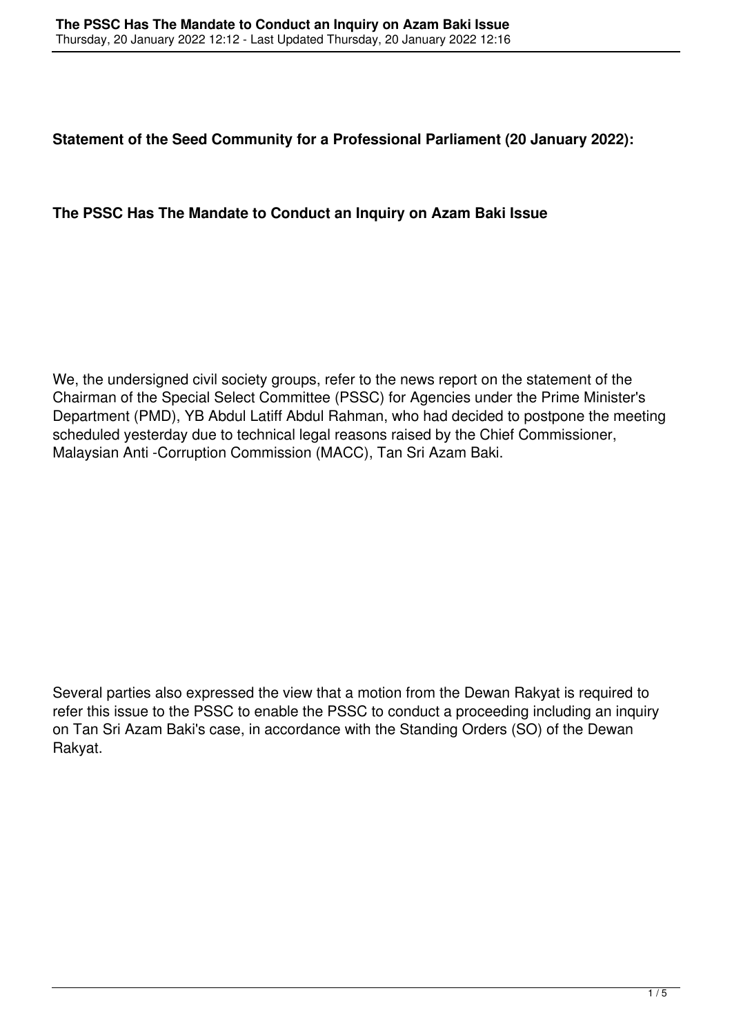**Statement of the Seed Community for a Professional Parliament (20 January 2022):**

**The PSSC Has The Mandate to Conduct an Inquiry on Azam Baki Issue**

We, the undersigned civil society groups, refer to the news report on the statement of the Chairman of the Special Select Committee (PSSC) for Agencies under the Prime Minister's Department (PMD), YB Abdul Latiff Abdul Rahman, who had decided to postpone the meeting scheduled yesterday due to technical legal reasons raised by the Chief Commissioner, Malaysian Anti -Corruption Commission (MACC), Tan Sri Azam Baki.

Several parties also expressed the view that a motion from the Dewan Rakyat is required to refer this issue to the PSSC to enable the PSSC to conduct a proceeding including an inquiry on Tan Sri Azam Baki's case, in accordance with the Standing Orders (SO) of the Dewan Rakyat.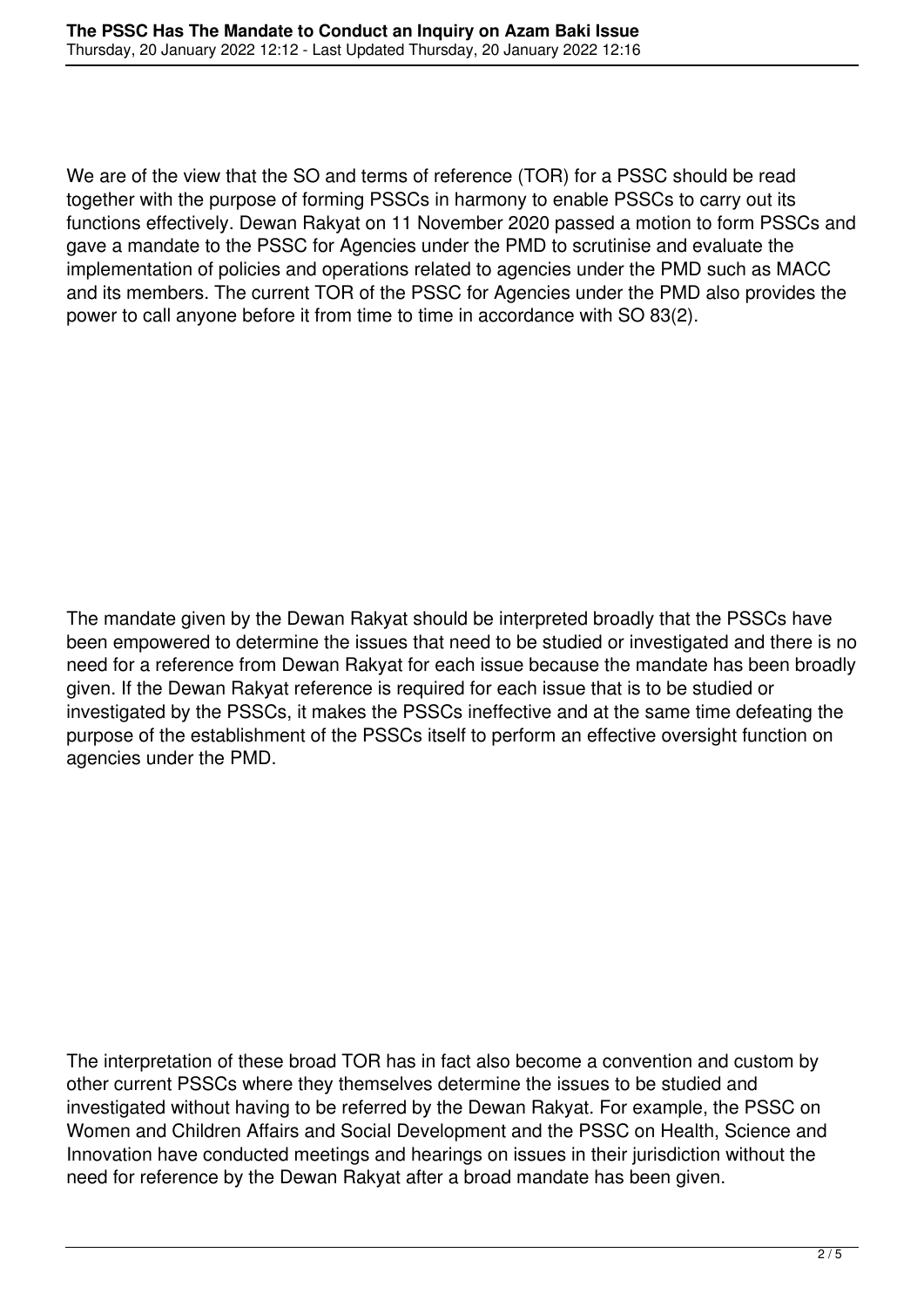We are of the view that the SO and terms of reference (TOR) for a PSSC should be read together with the purpose of forming PSSCs in harmony to enable PSSCs to carry out its functions effectively. Dewan Rakyat on 11 November 2020 passed a motion to form PSSCs and gave a mandate to the PSSC for Agencies under the PMD to scrutinise and evaluate the implementation of policies and operations related to agencies under the PMD such as MACC and its members. The current TOR of the PSSC for Agencies under the PMD also provides the power to call anyone before it from time to time in accordance with SO 83(2).

The mandate given by the Dewan Rakyat should be interpreted broadly that the PSSCs have been empowered to determine the issues that need to be studied or investigated and there is no need for a reference from Dewan Rakyat for each issue because the mandate has been broadly given. If the Dewan Rakyat reference is required for each issue that is to be studied or investigated by the PSSCs, it makes the PSSCs ineffective and at the same time defeating the purpose of the establishment of the PSSCs itself to perform an effective oversight function on agencies under the PMD.

The interpretation of these broad TOR has in fact also become a convention and custom by other current PSSCs where they themselves determine the issues to be studied and investigated without having to be referred by the Dewan Rakyat. For example, the PSSC on Women and Children Affairs and Social Development and the PSSC on Health, Science and Innovation have conducted meetings and hearings on issues in their jurisdiction without the need for reference by the Dewan Rakyat after a broad mandate has been given.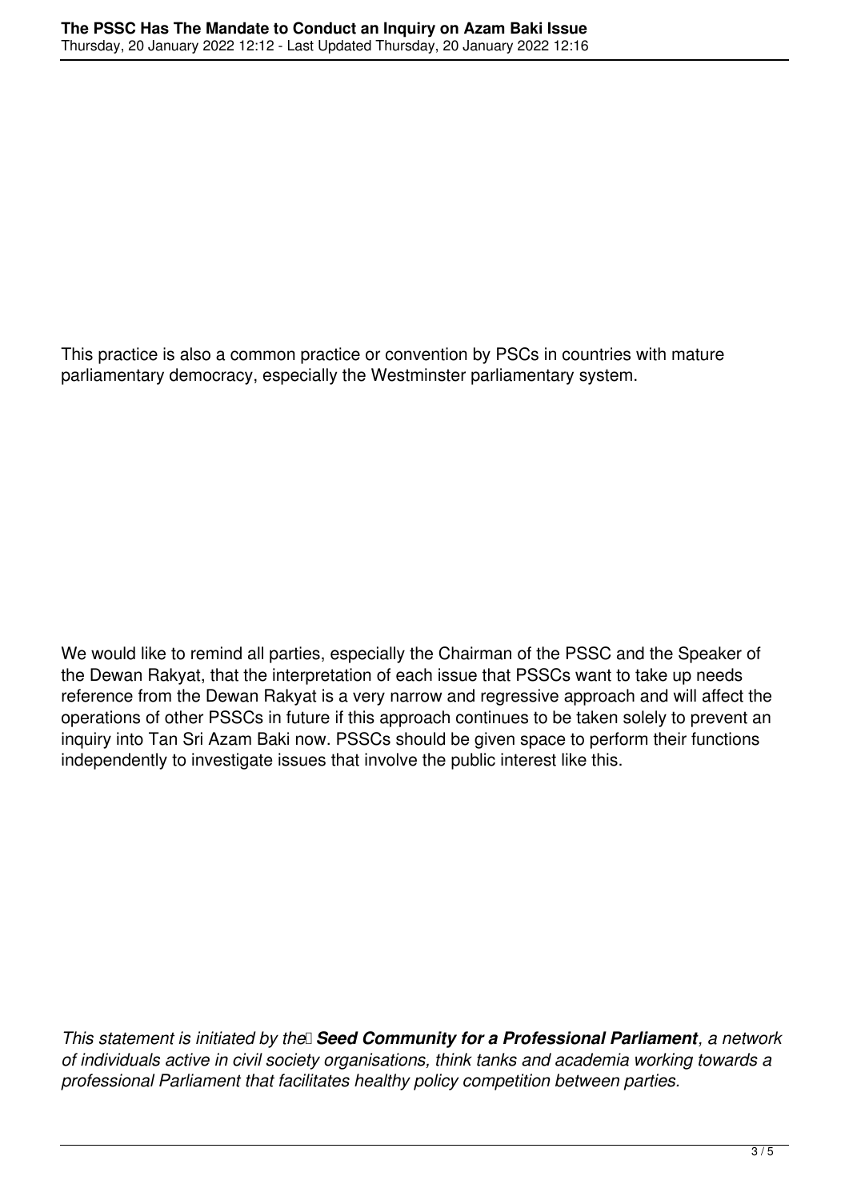This practice is also a common practice or convention by PSCs in countries with mature parliamentary democracy, especially the Westminster parliamentary system.

We would like to remind all parties, especially the Chairman of the PSSC and the Speaker of the Dewan Rakyat, that the interpretation of each issue that PSSCs want to take up needs reference from the Dewan Rakyat is a very narrow and regressive approach and will affect the operations of other PSSCs in future if this approach continues to be taken solely to prevent an inquiry into Tan Sri Azam Baki now. PSSCs should be given space to perform their functions independently to investigate issues that involve the public interest like this.

*This statement is initiated by the **Seed Community for a Professional Parliament**, a network of individuals active in civil society organisations, think tanks and academia working towards a professional Parliament that facilitates healthy policy competition between parties.*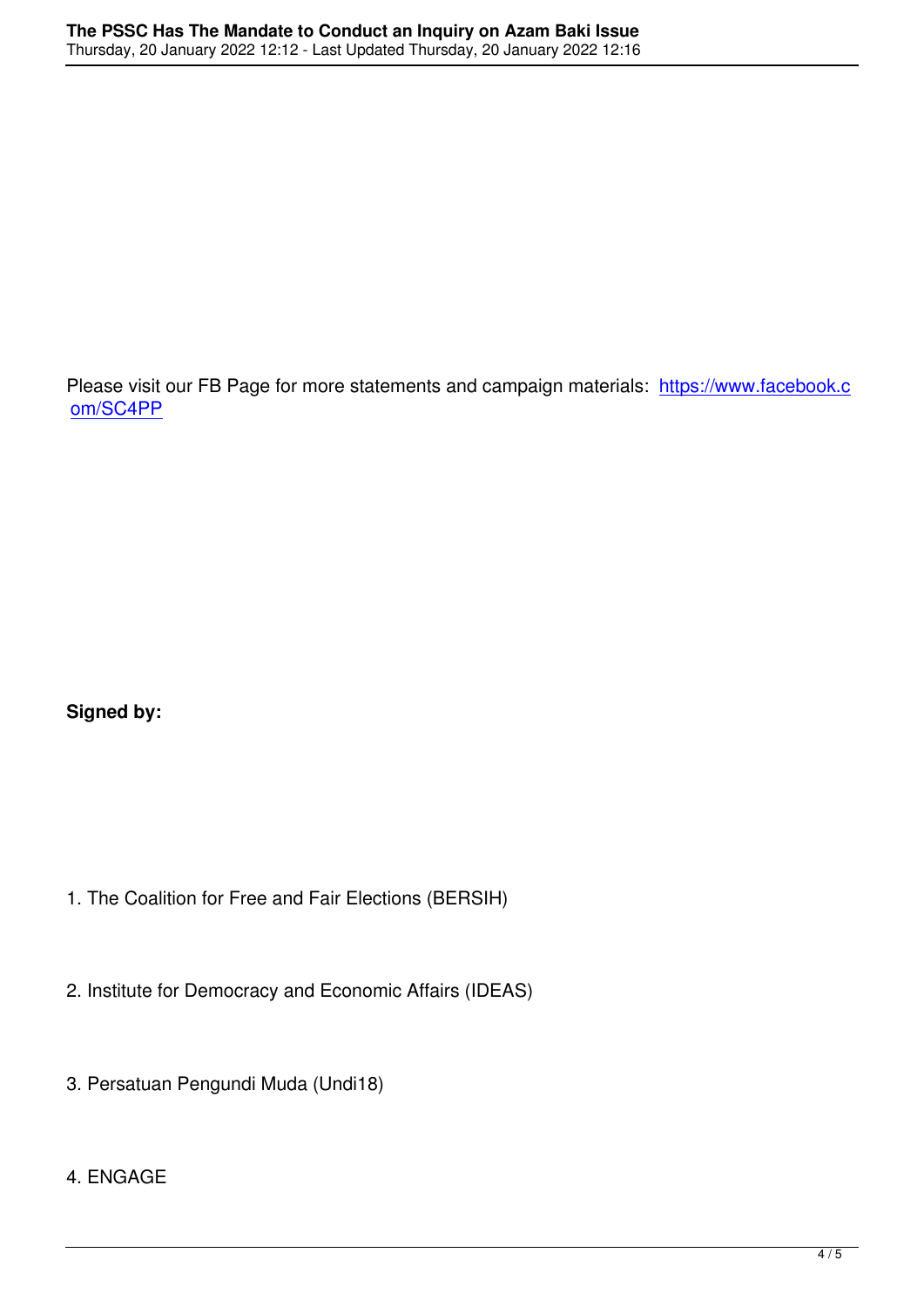Please visit our FB Page for more statements and campaign materials: https://www.facebook.com/SC4PP

**Signed by:**

1. The Coalition for Free and Fair Elections (BERSIH)

2. Institute for Democracy and Economic Affairs (IDEAS)

3. Persatuan Pengundi Muda (Undi18)

4. ENGAGE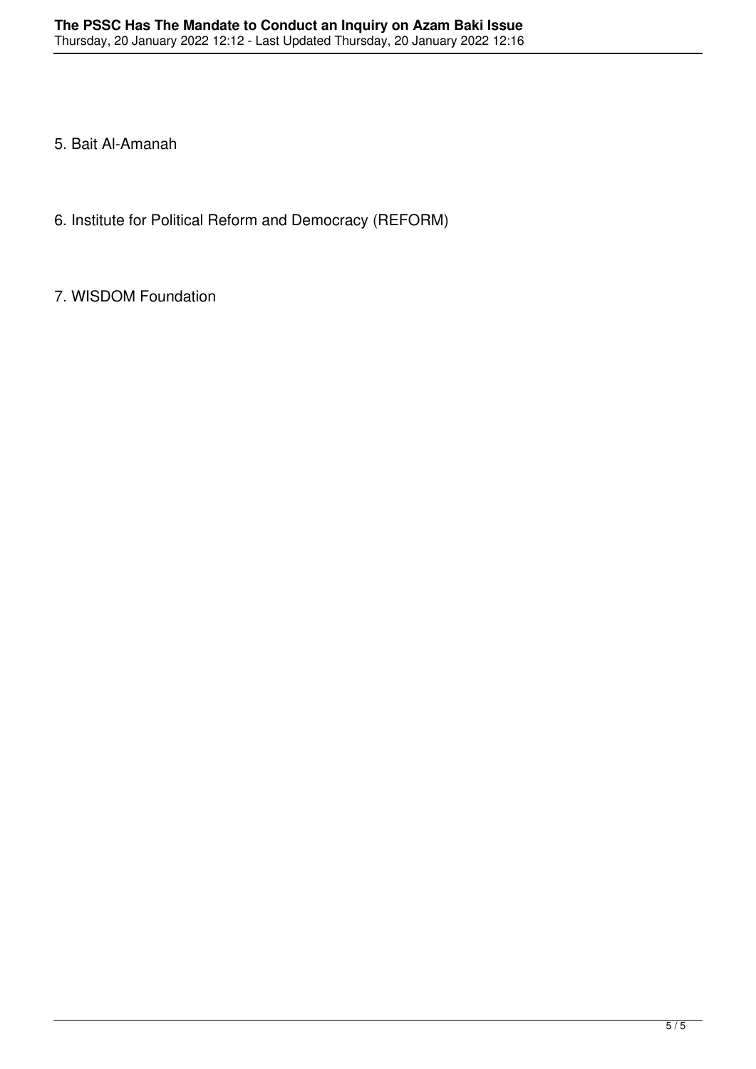5. Bait Al-Amanah

6. Institute for Political Reform and Democracy (REFORM)

7. WISDOM Foundation